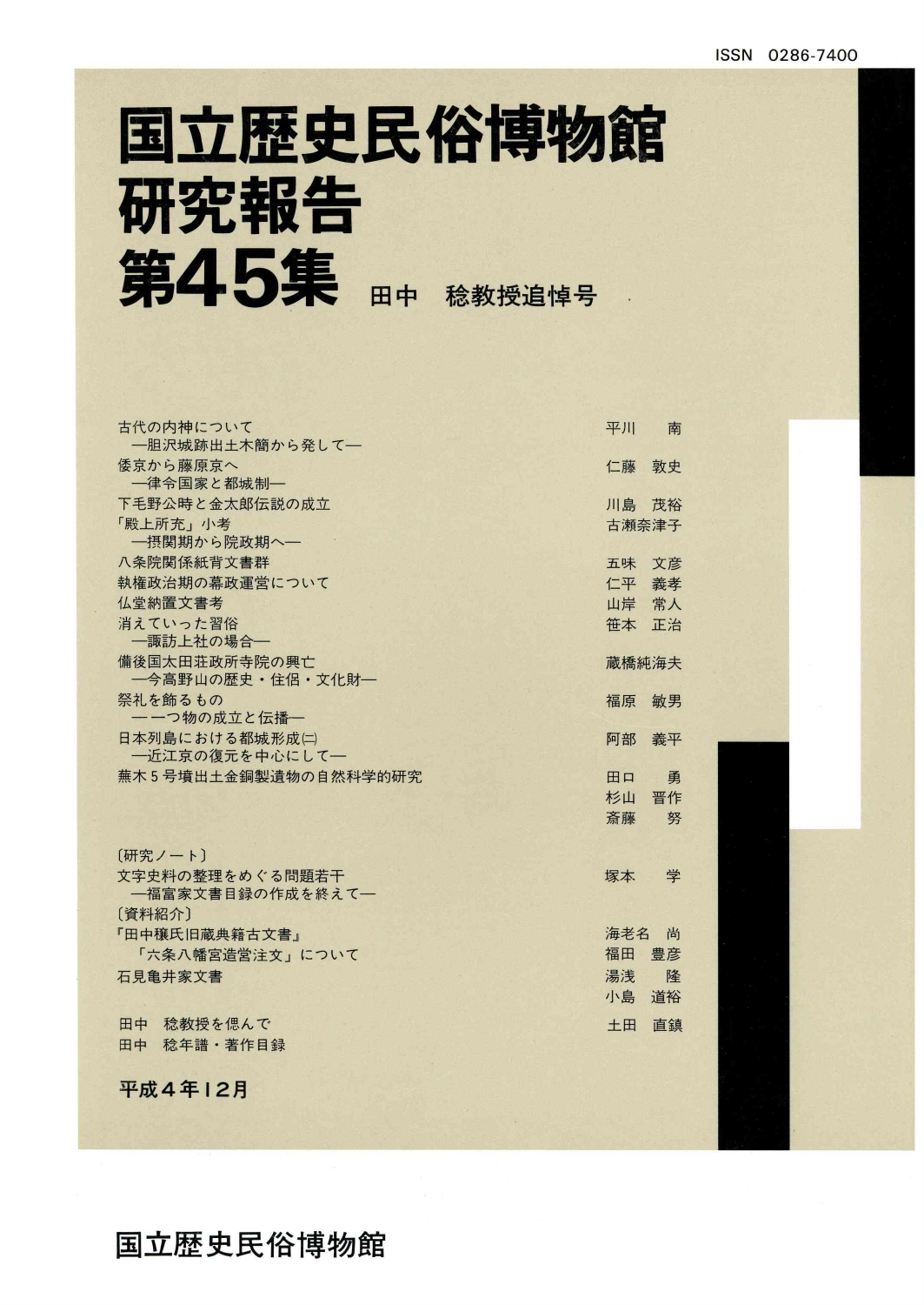ISSN 0286-7400

# 国立歴史民俗博物館研究報告 第45集

## 田中　稔教授追悼号

古代の内神について
　―胆沢城跡出土木簡から発して―　平川　南

倭京から藤原京へ
　―律令国家と都城制―　仁藤　敦史

下毛野公時と金太郎伝説の成立　川島　茂裕

「殿上所充」小考
　―摂関期から院政期へ―　古瀬奈津子

八条院関係紙背文書群　五味　文彦

執権政治期の幕政運営について　仁平　義孝

仏堂納置文書考　山岸　常人

消えていった習俗
　―諏訪上社の場合―　笹本　正治

備後国太田荘政所寺院の興亡
　―今高野山の歴史・住侶・文化財―　藏橋純海夫

祭礼を飾るもの
　―一つ物の成立と伝播―　福原　敏男

日本列島における都城形成(二)
　―近江京の復元を中心にして―　阿部　義平

蕪木5号墳出土金銅製遺物の自然科学的研究　田口　勇／杉山　晋作／斎藤　努

〔研究ノート〕

文字史料の整理をめぐる問題若干
　―福富家文書目録の作成を終えて―　塚本　学

〔資料紹介〕

『田中穣氏旧蔵典籍古文書』
　「六条八幡宮造営注文」について　海老名　尚／福田　豊彦

石見亀井家文書　湯浅　隆／小島　道裕

田中　稔教授を偲んで　土田　直鎮

田中　稔年譜・著作目録

平成4年12月

国立歴史民俗博物館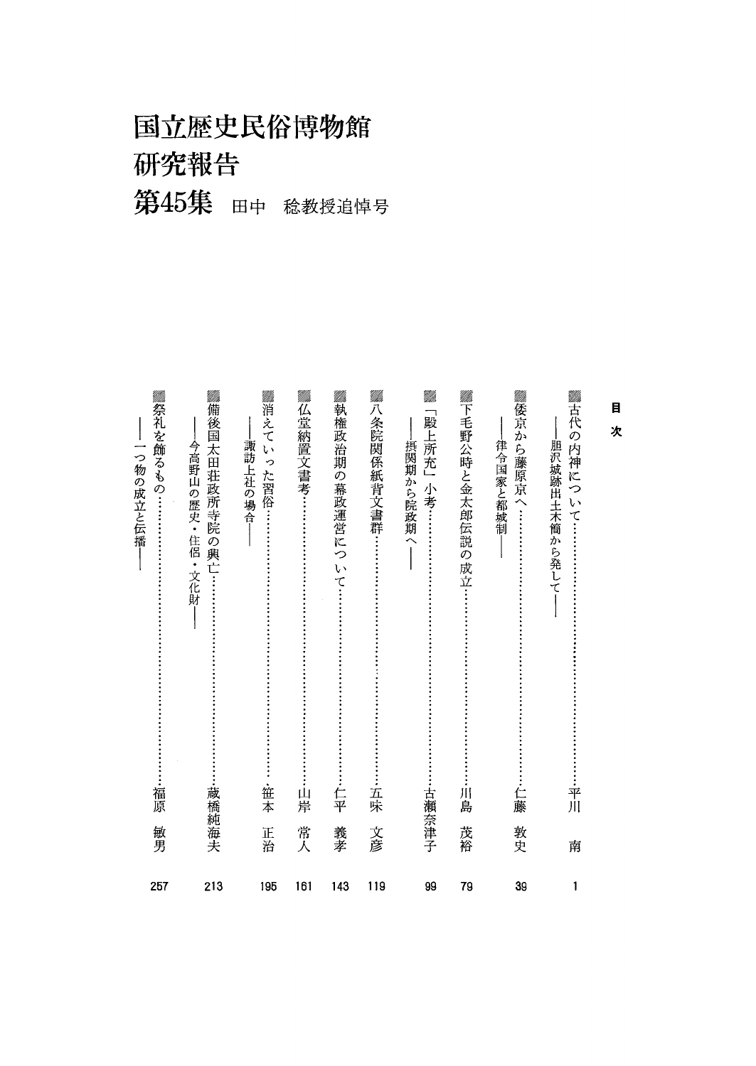# 国立歴史民俗博物館
# 研究報告
# 第45集 田中 稔教授追悼号

## 目次

- 古代の内神について——胆沢城跡出土木簡から発して—— …… 平川 南 1
- 倭京から藤原京へ——律令国家と都城制—— …… 仁藤敦史 39
- 下毛野公時と金太郎伝説の成立 …… 川島茂裕 79
- 「殿上所充」小考——摂関期から院政期へ—— …… 古瀬奈津子 99
- 八条院関係紙背文書群 …… 五味文彦 119
- 執権政治期の幕政運営について …… 仁平義孝 143
- 仏堂納置文書考 …… 山岸常人 161
- 消えていった習俗——諏訪上社の場合—— …… 笹本正治 195
- 備後国太田荘政所寺院の興亡——今高野山の歴史・住侶・文化財—— …… 蔵橋純海夫 213
- 祭礼を飾るもの——一つ物の成立と伝播—— …… 福原敏男 257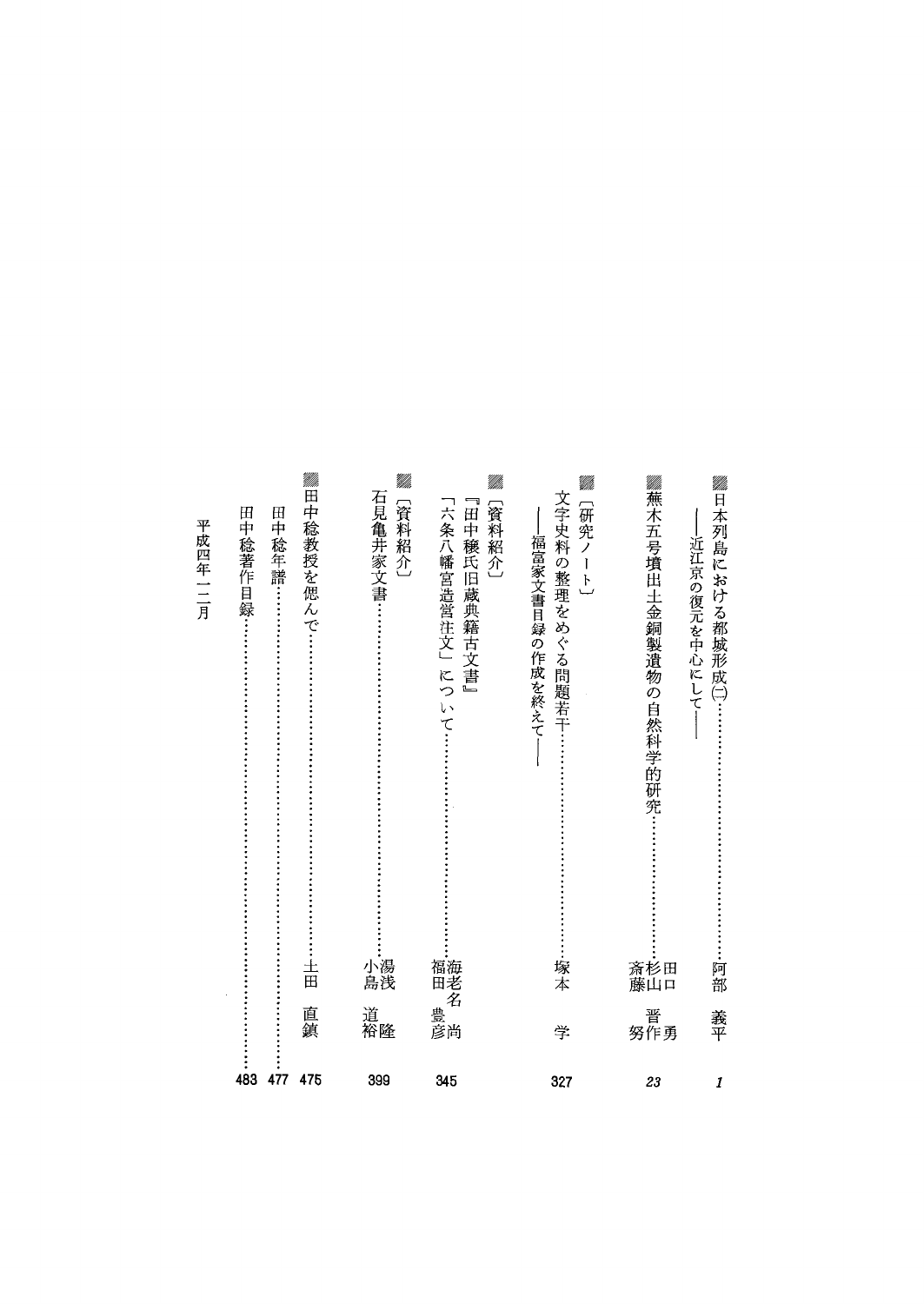日本列島における都城形成(二)……阿部義平 1

——近江京の復元を中心にして——

蕪木五号墳出土金銅製遺物の自然科学的研究……田口勇・杉山晋作・斉藤努 23

〔研究ノート〕

文字史料の整理をめぐる問題若干……塚本学 327

——福富家文書目録の作成を終えて——

〔資料紹介〕

『田中穣氏旧蔵典籍古文書』「六条八幡宮造営注文」について……海老名尚・福田豊彦 345

〔資料紹介〕

石見亀井家文書……湯浅隆・小島道裕 399

田中稔教授を偲んで……土田直鎮 475

田中稔年譜……477

田中稔著作目録……483

平成四年一二月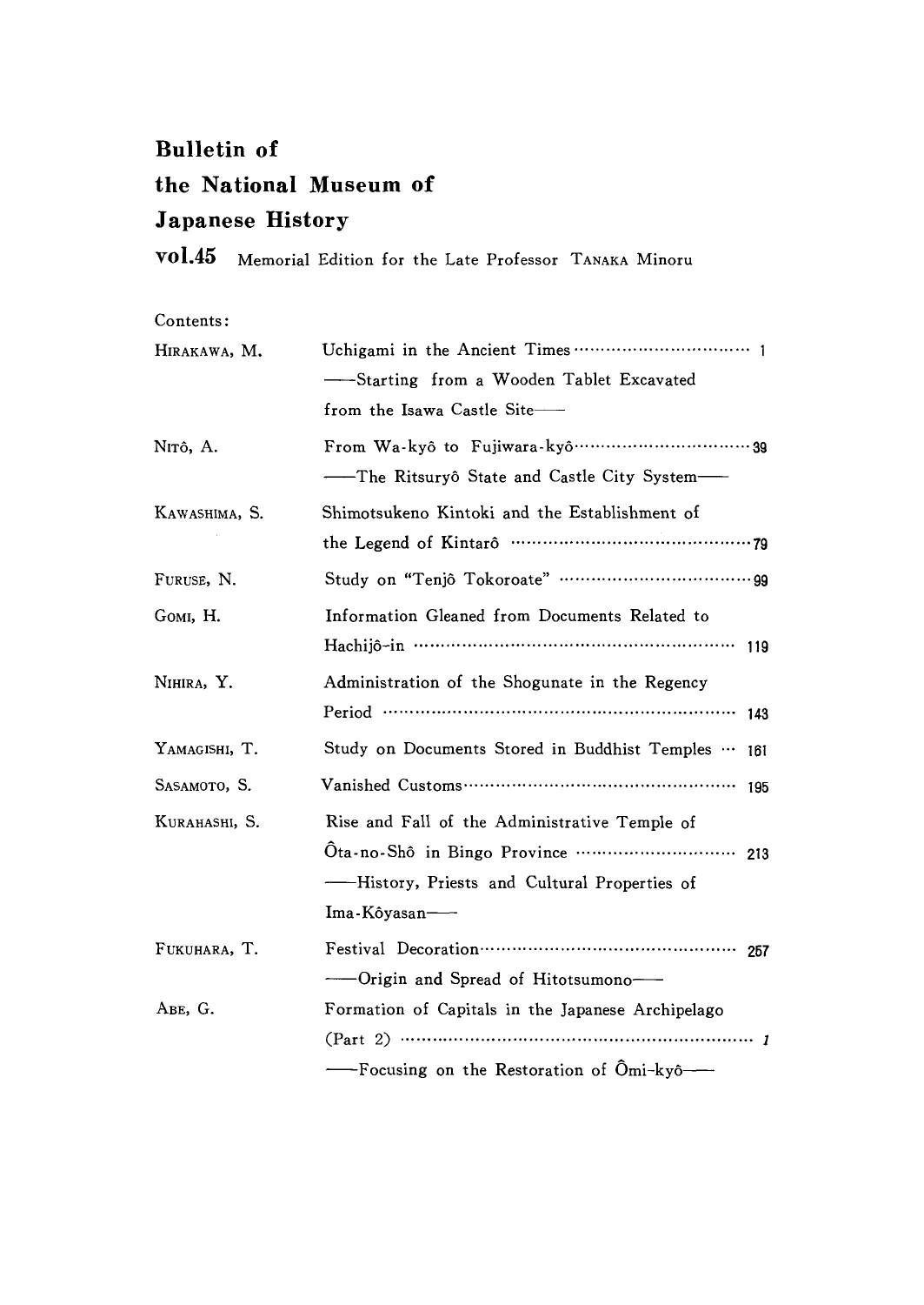# Bulletin of the National Museum of Japanese History

**vol.45** Memorial Edition for the Late Professor TANAKA Minoru

Contents:

| | | |
|---|---|---|
| HIRAKAWA, M. | Uchigami in the Ancient Times<br>——Starting from a Wooden Tablet Excavated from the Isawa Castle Site—— | 1 |
| NITÔ, A. | From Wa-kyô to Fujiwara-kyô<br>——The Ritsuryô State and Castle City System—— | 39 |
| KAWASHIMA, S. | Shimotsukeno Kintoki and the Establishment of the Legend of Kintarô | 79 |
| FURUSE, N. | Study on "Tenjô Tokoroate" | 99 |
| GOMI, H. | Information Gleaned from Documents Related to Hachijô-in | 119 |
| NIHIRA, Y. | Administration of the Shogunate in the Regency Period | 143 |
| YAMAGISHI, T. | Study on Documents Stored in Buddhist Temples | 161 |
| SASAMOTO, S. | Vanished Customs | 195 |
| KURAHASHI, S. | Rise and Fall of the Administrative Temple of Ôta-no-Shô in Bingo Province<br>——History, Priests and Cultural Properties of Ima-Kôyasan—— | 213 |
| FUKUHARA, T. | Festival Decoration<br>——Origin and Spread of Hitotsumono—— | 257 |
| ABE, G. | Formation of Capitals in the Japanese Archipelago (Part 2)<br>——Focusing on the Restoration of Ômi-kyô—— | *1* |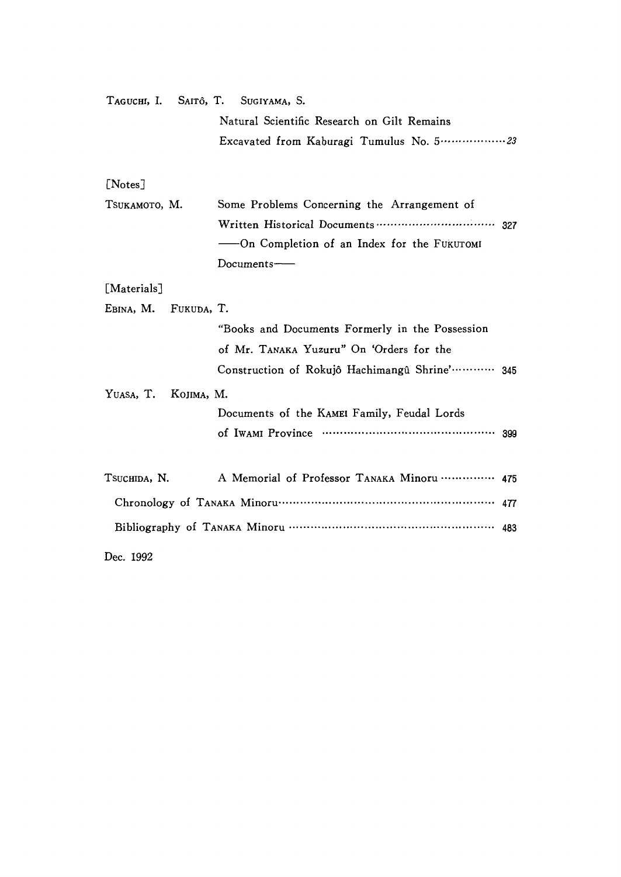TAGUCHI, I. SAITÔ, T. SUGIYAMA, S.

Natural Scientific Research on Gilt Remains Excavated from Kaburagi Tumulus No. 5 ……………… *23*

[Notes]

TSUKAMOTO, M. Some Problems Concerning the Arrangement of Written Historical Documents …………………………… 327
——On Completion of an Index for the FUKUTOMI Documents——

[Materials]

EBINA, M. FUKUDA, T.

"Books and Documents Formerly in the Possession of Mr. TANAKA Yuzuru" On 'Orders for the Construction of Rokujô Hachimangû Shrine' ………… 345

YUASA, T. KOJIMA, M.

Documents of the KAMEI Family, Feudal Lords of IWAMI Province ……………………………………………… 399

TSUCHIDA, N. A Memorial of Professor TANAKA Minoru …………… 475

Chronology of TANAKA Minoru………………………………………………………… 477

Bibliography of TANAKA Minoru ……………………………………………………… 483

Dec. 1992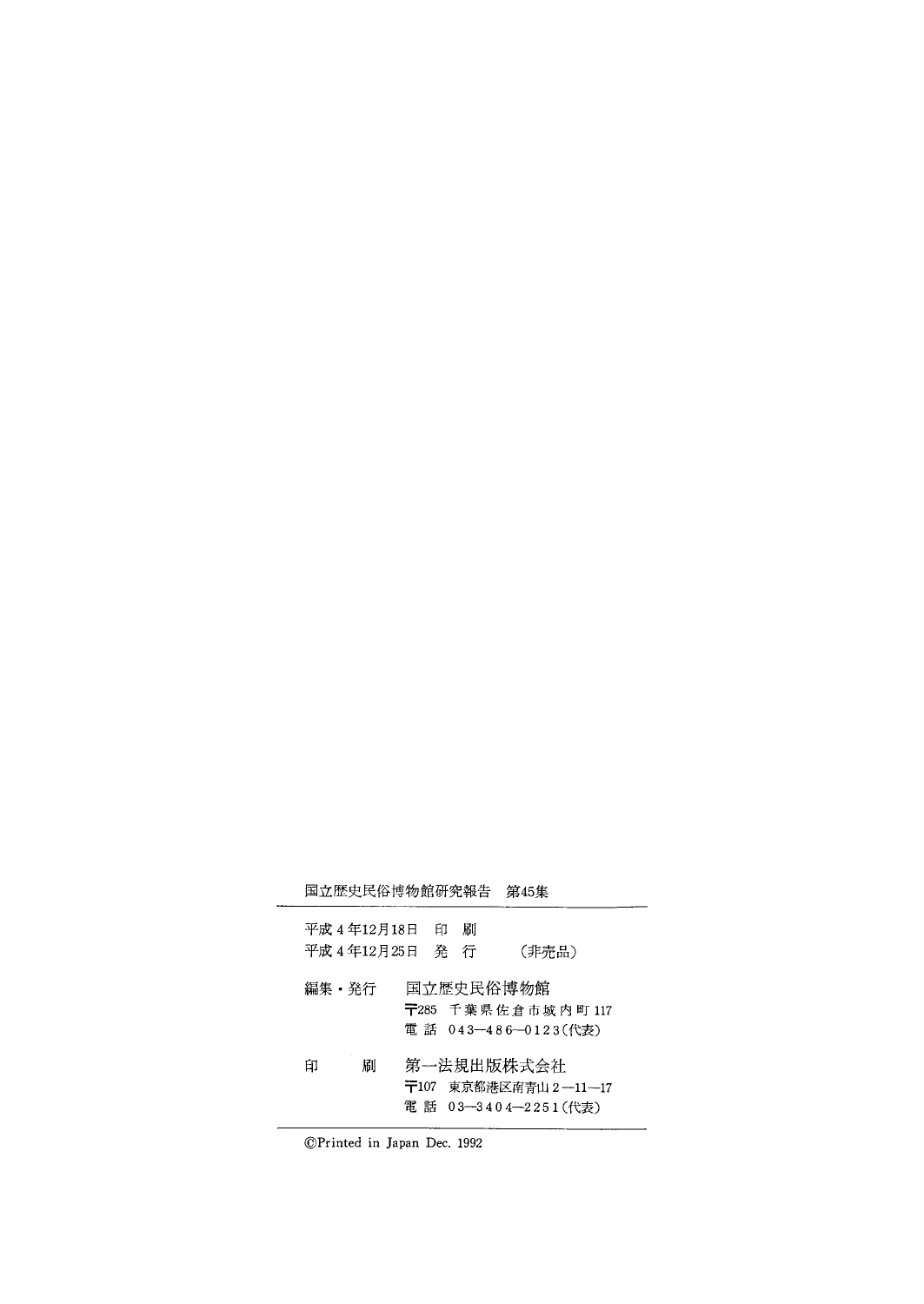国立歴史民俗博物館研究報告　第45集

---

平成４年12月18日　印　刷
平成４年12月25日　発　行　　（非売品）

編集・発行　国立歴史民俗博物館
〒285　千葉県佐倉市城内町 117
電 話　043—486—0123（代表）

印　　刷　第一法規出版株式会社
〒107　東京都港区南青山２—11—17
電 話　03—3404—2251（代表）

---

©Printed in Japan Dec. 1992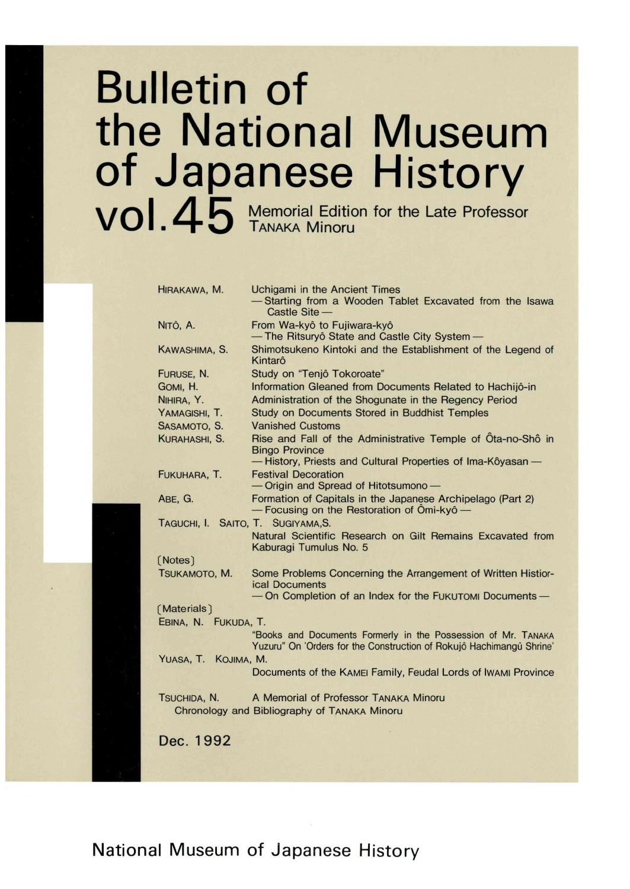# Bulletin of the National Museum of Japanese History

## vol.45 Memorial Edition for the Late Professor TANAKA Minoru

| | |
|---|---|
| HIRAKAWA, M. | Uchigami in the Ancient Times — Starting from a Wooden Tablet Excavated from the Isawa Castle Site — |
| NITÔ, A. | From Wa-kyô to Fujiwara-kyô — The Ritsuryô State and Castle City System — |
| KAWASHIMA, S. | Shimotsukeno Kintoki and the Establishment of the Legend of Kintarô |
| FURUSE, N. | Study on "Tenjô Tokoroate" |
| GOMI, H. | Information Gleaned from Documents Related to Hachijô-in |
| NIHIRA, Y. | Administration of the Shogunate in the Regency Period |
| YAMAGISHI, T. | Study on Documents Stored in Buddhist Temples |
| SASAMOTO, S. | Vanished Customs |
| KURAHASHI, S. | Rise and Fall of the Administrative Temple of Ôta-no-Shô in Bingo Province — History, Priests and Cultural Properties of Ima-Kôyasan — |
| FUKUHARA, T. | Festival Decoration — Origin and Spread of Hitotsumono — |
| ABE, G. | Formation of Capitals in the Japanese Archipelago (Part 2) — Focusing on the Restoration of Ômi-kyô — |

TAGUCHI, I. SAITO, T. SUGIYAMA, S.
Natural Scientific Research on Gilt Remains Excavated from Kaburagi Tumulus No. 5

〔Notes〕

TSUKAMOTO, M. Some Problems Concerning the Arrangement of Written Histiorical Documents — On Completion of an Index for the FUKUTOMI Documents —

〔Materials〕

EBINA, N. FUKUDA, T.
"Books and Documents Formerly in the Possession of Mr. TANAKA Yuzuru" On 'Orders for the Construction of Rokujô Hachimangû Shrine'

YUASA, T. KOJIMA, M.
Documents of the KAMEI Family, Feudal Lords of IWAMI Province

TSUCHIDA, N. A Memorial of Professor TANAKA Minoru
Chronology and Bibliography of TANAKA Minoru

Dec. 1992

National Museum of Japanese History